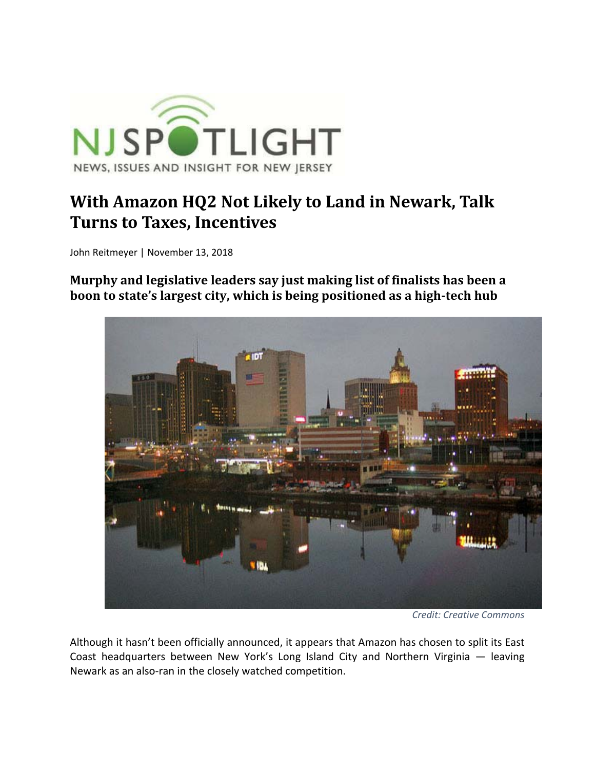NJ SPOTLIGHT

NEWS, ISSUES AND INSIGHT FOR NEW JERSEY

# With Amazon HQ2 Not Likely to Land in Newark, Talk Turns to Taxes, Incentives

John Reitmeyer | November 13, 2018

## Murphy and legislative leaders say just making list of finalists has been a boon to state's largest city, which is being positioned as a high-tech hub

*Credit: Creative Commons*

Although it hasn't been officially announced, it appears that Amazon has chosen to split its East Coast headquarters between New York's Long Island City and Northern Virginia — leaving Newark as an also-ran in the closely watched competition.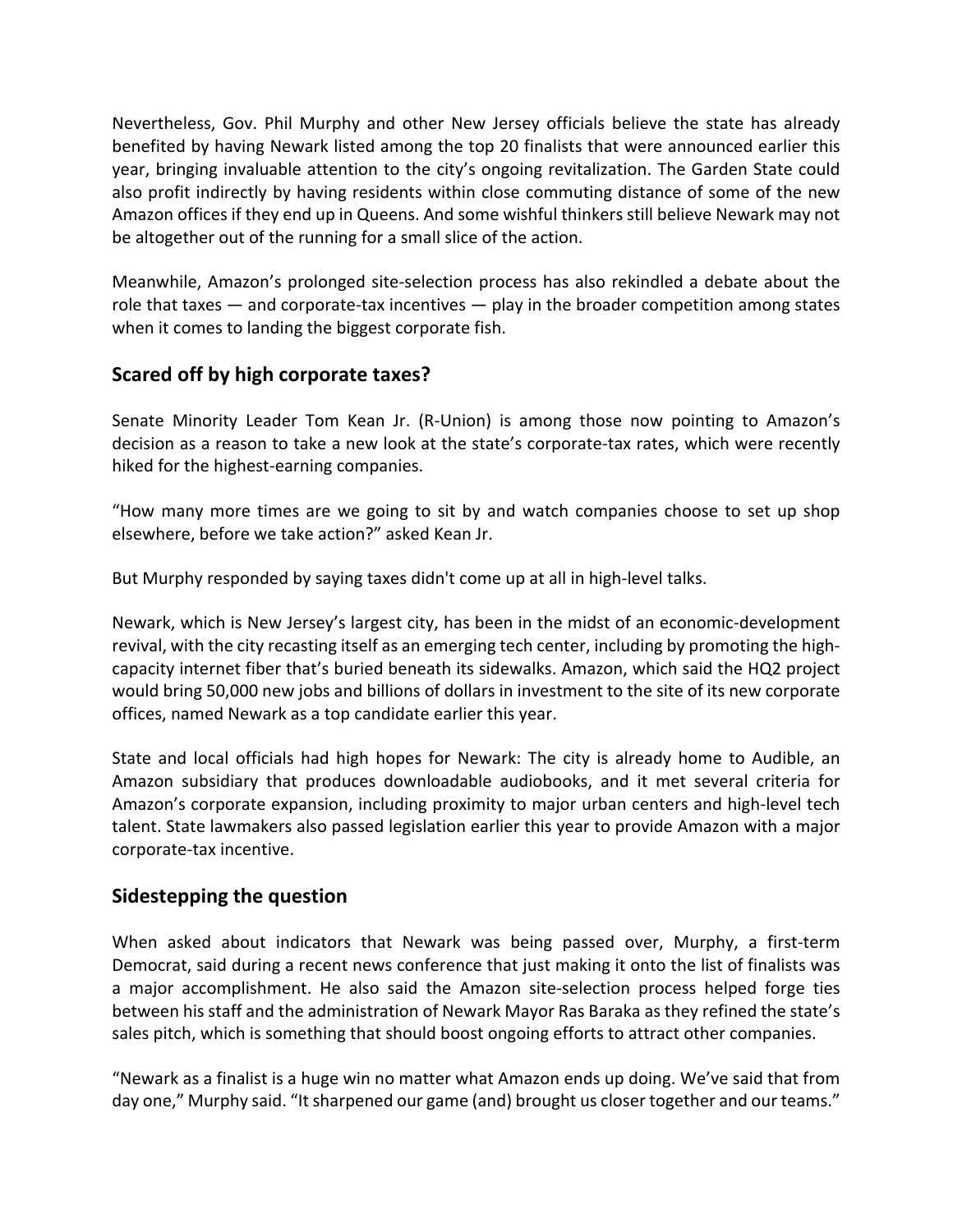Nevertheless, Gov. Phil Murphy and other New Jersey officials believe the state has already benefited by having Newark listed among the top 20 finalists that were announced earlier this year, bringing invaluable attention to the city's ongoing revitalization. The Garden State could also profit indirectly by having residents within close commuting distance of some of the new Amazon offices if they end up in Queens. And some wishful thinkers still believe Newark may not be altogether out of the running for a small slice of the action.

Meanwhile, Amazon's prolonged site-selection process has also rekindled a debate about the role that taxes — and corporate-tax incentives — play in the broader competition among states when it comes to landing the biggest corporate fish.

## Scared off by high corporate taxes?

Senate Minority Leader Tom Kean Jr. (R-Union) is among those now pointing to Amazon's decision as a reason to take a new look at the state's corporate-tax rates, which were recently hiked for the highest-earning companies.

"How many more times are we going to sit by and watch companies choose to set up shop elsewhere, before we take action?" asked Kean Jr.

But Murphy responded by saying taxes didn't come up at all in high-level talks.

Newark, which is New Jersey's largest city, has been in the midst of an economic-development revival, with the city recasting itself as an emerging tech center, including by promoting the high-capacity internet fiber that's buried beneath its sidewalks. Amazon, which said the HQ2 project would bring 50,000 new jobs and billions of dollars in investment to the site of its new corporate offices, named Newark as a top candidate earlier this year.

State and local officials had high hopes for Newark: The city is already home to Audible, an Amazon subsidiary that produces downloadable audiobooks, and it met several criteria for Amazon's corporate expansion, including proximity to major urban centers and high-level tech talent. State lawmakers also passed legislation earlier this year to provide Amazon with a major corporate-tax incentive.

## Sidestepping the question

When asked about indicators that Newark was being passed over, Murphy, a first-term Democrat, said during a recent news conference that just making it onto the list of finalists was a major accomplishment. He also said the Amazon site-selection process helped forge ties between his staff and the administration of Newark Mayor Ras Baraka as they refined the state's sales pitch, which is something that should boost ongoing efforts to attract other companies.

"Newark as a finalist is a huge win no matter what Amazon ends up doing. We've said that from day one," Murphy said. "It sharpened our game (and) brought us closer together and our teams."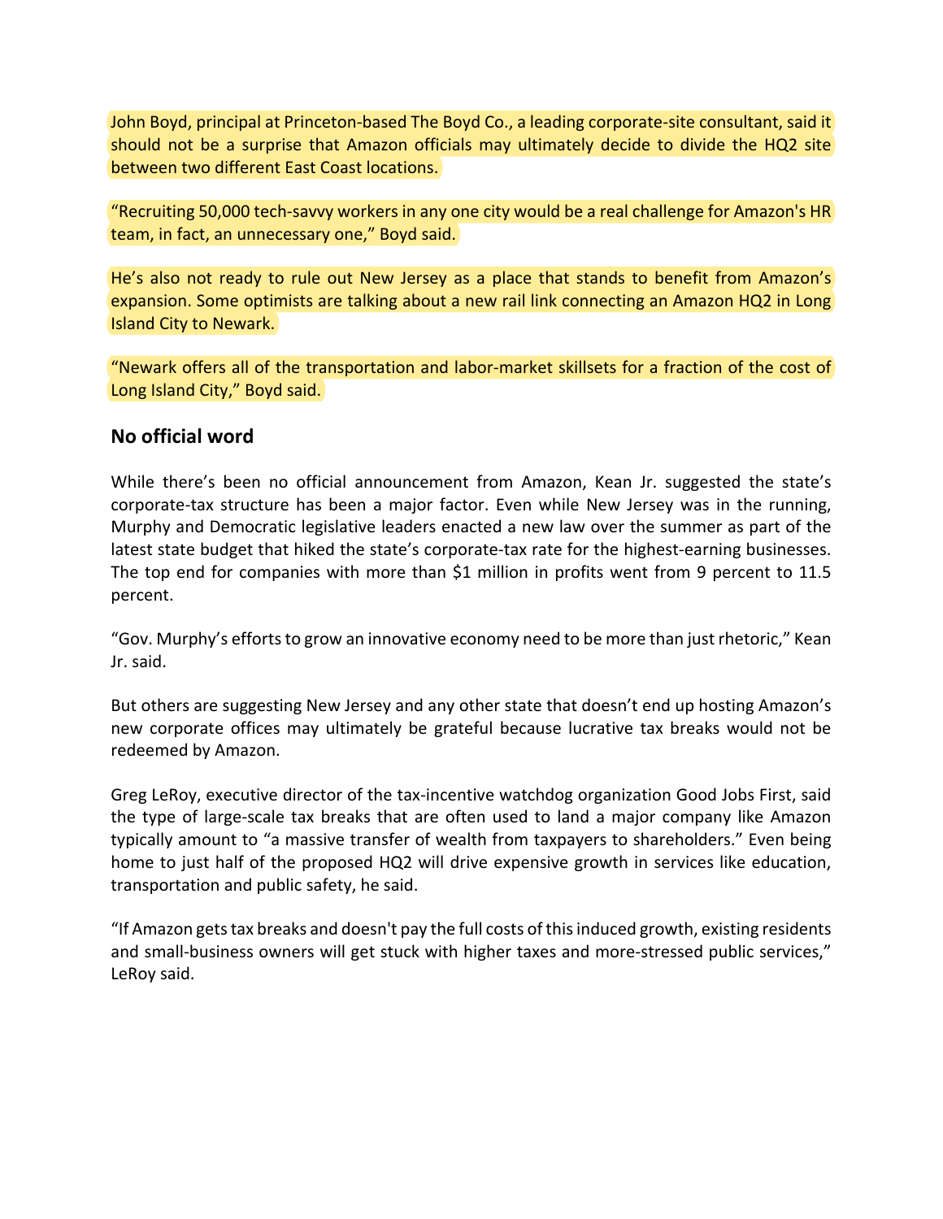John Boyd, principal at Princeton-based The Boyd Co., a leading corporate-site consultant, said it should not be a surprise that Amazon officials may ultimately decide to divide the HQ2 site between two different East Coast locations.

"Recruiting 50,000 tech-savvy workers in any one city would be a real challenge for Amazon's HR team, in fact, an unnecessary one," Boyd said.

He's also not ready to rule out New Jersey as a place that stands to benefit from Amazon's expansion. Some optimists are talking about a new rail link connecting an Amazon HQ2 in Long Island City to Newark.

"Newark offers all of the transportation and labor-market skillsets for a fraction of the cost of Long Island City," Boyd said.

## No official word

While there's been no official announcement from Amazon, Kean Jr. suggested the state's corporate-tax structure has been a major factor. Even while New Jersey was in the running, Murphy and Democratic legislative leaders enacted a new law over the summer as part of the latest state budget that hiked the state's corporate-tax rate for the highest-earning businesses. The top end for companies with more than $1 million in profits went from 9 percent to 11.5 percent.

"Gov. Murphy's efforts to grow an innovative economy need to be more than just rhetoric," Kean Jr. said.

But others are suggesting New Jersey and any other state that doesn't end up hosting Amazon's new corporate offices may ultimately be grateful because lucrative tax breaks would not be redeemed by Amazon.

Greg LeRoy, executive director of the tax-incentive watchdog organization Good Jobs First, said the type of large-scale tax breaks that are often used to land a major company like Amazon typically amount to "a massive transfer of wealth from taxpayers to shareholders." Even being home to just half of the proposed HQ2 will drive expensive growth in services like education, transportation and public safety, he said.

"If Amazon gets tax breaks and doesn't pay the full costs of this induced growth, existing residents and small-business owners will get stuck with higher taxes and more-stressed public services," LeRoy said.